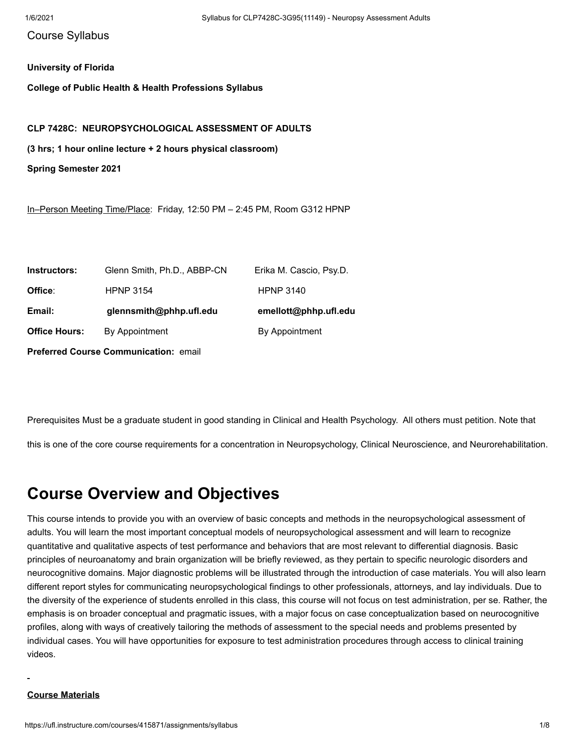Course Syllabus

**University of Florida**

**College of Public Health & Health Professions Syllabus**

**CLP 7428C: NEUROPSYCHOLOGICAL ASSESSMENT OF ADULTS**

**(3 hrs; 1 hour online lecture + 2 hours physical classroom)**

**Spring Semester 2021**

In–Person Meeting Time/Place: Friday, 12:50 PM – 2:45 PM, Room G312 HPNP

| | | |
|---|---|---|
| **Instructors:** | Glenn Smith, Ph.D., ABBP-CN | Erika M. Cascio, Psy.D. |
| **Office**: | HPNP 3154 | HPNP 3140 |
| **Email:** | **glennsmith@phhp.ufl.edu** | **emellott@phhp.ufl.edu** |
| **Office Hours:** | By Appointment | By Appointment |

**Preferred Course Communication:** email

Prerequisites Must be a graduate student in good standing in Clinical and Health Psychology. All others must petition. Note that this is one of the core course requirements for a concentration in Neuropsychology, Clinical Neuroscience, and Neurorehabilitation.

# Course Overview and Objectives

This course intends to provide you with an overview of basic concepts and methods in the neuropsychological assessment of adults. You will learn the most important conceptual models of neuropsychological assessment and will learn to recognize quantitative and qualitative aspects of test performance and behaviors that are most relevant to differential diagnosis. Basic principles of neuroanatomy and brain organization will be briefly reviewed, as they pertain to specific neurologic disorders and neurocognitive domains. Major diagnostic problems will be illustrated through the introduction of case materials. You will also learn different report styles for communicating neuropsychological findings to other professionals, attorneys, and lay individuals. Due to the diversity of the experience of students enrolled in this class, this course will not focus on test administration, per se. Rather, the emphasis is on broader conceptual and pragmatic issues, with a major focus on case conceptualization based on neurocognitive profiles, along with ways of creatively tailoring the methods of assessment to the special needs and problems presented by individual cases. You will have opportunities for exposure to test administration procedures through access to clinical training videos.

**Course Materials**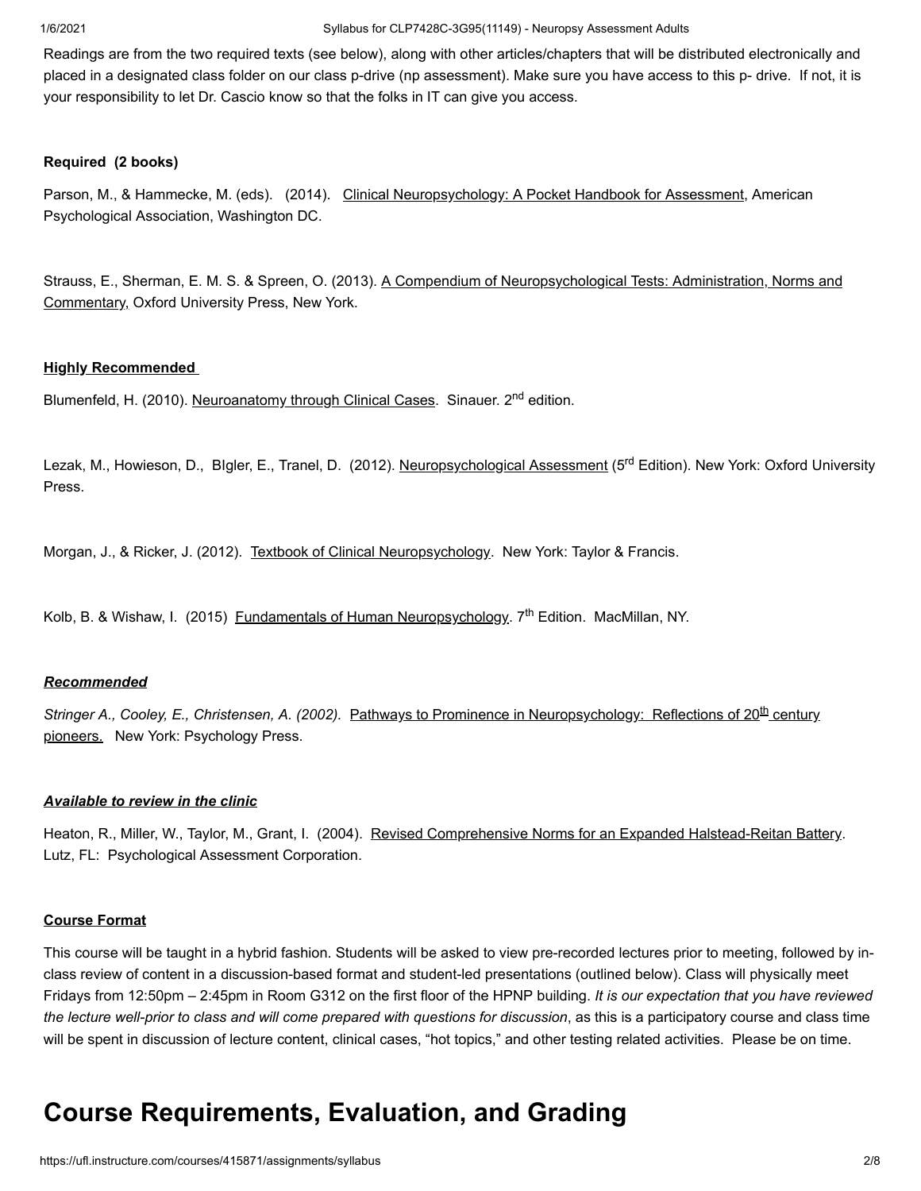Readings are from the two required texts (see below), along with other articles/chapters that will be distributed electronically and placed in a designated class folder on our class p-drive (np assessment). Make sure you have access to this p- drive. If not, it is your responsibility to let Dr. Cascio know so that the folks in IT can give you access.

**Required (2 books)**

Parson, M., & Hammecke, M. (eds). (2014). Clinical Neuropsychology: A Pocket Handbook for Assessment, American Psychological Association, Washington DC.

Strauss, E., Sherman, E. M. S. & Spreen, O. (2013). A Compendium of Neuropsychological Tests: Administration, Norms and Commentary, Oxford University Press, New York.

**Highly Recommended**

Blumenfeld, H. (2010). Neuroanatomy through Clinical Cases. Sinauer. 2nd edition.

Lezak, M., Howieson, D., BIgler, E., Tranel, D. (2012). Neuropsychological Assessment (5rd Edition). New York: Oxford University Press.

Morgan, J., & Ricker, J. (2012). Textbook of Clinical Neuropsychology. New York: Taylor & Francis.

Kolb, B. & Wishaw, I. (2015) Fundamentals of Human Neuropsychology. 7th Edition. MacMillan, NY.

***Recommended***

*Stringer A., Cooley, E., Christensen, A. (2002).* Pathways to Prominence in Neuropsychology: Reflections of 20th century pioneers. New York: Psychology Press.

***Available to review in the clinic***

Heaton, R., Miller, W., Taylor, M., Grant, I. (2004). Revised Comprehensive Norms for an Expanded Halstead-Reitan Battery. Lutz, FL: Psychological Assessment Corporation.

**Course Format**

This course will be taught in a hybrid fashion. Students will be asked to view pre-recorded lectures prior to meeting, followed by in-class review of content in a discussion-based format and student-led presentations (outlined below). Class will physically meet Fridays from 12:50pm – 2:45pm in Room G312 on the first floor of the HPNP building. *It is our expectation that you have reviewed the lecture well-prior to class and will come prepared with questions for discussion*, as this is a participatory course and class time will be spent in discussion of lecture content, clinical cases, "hot topics," and other testing related activities. Please be on time.

# Course Requirements, Evaluation, and Grading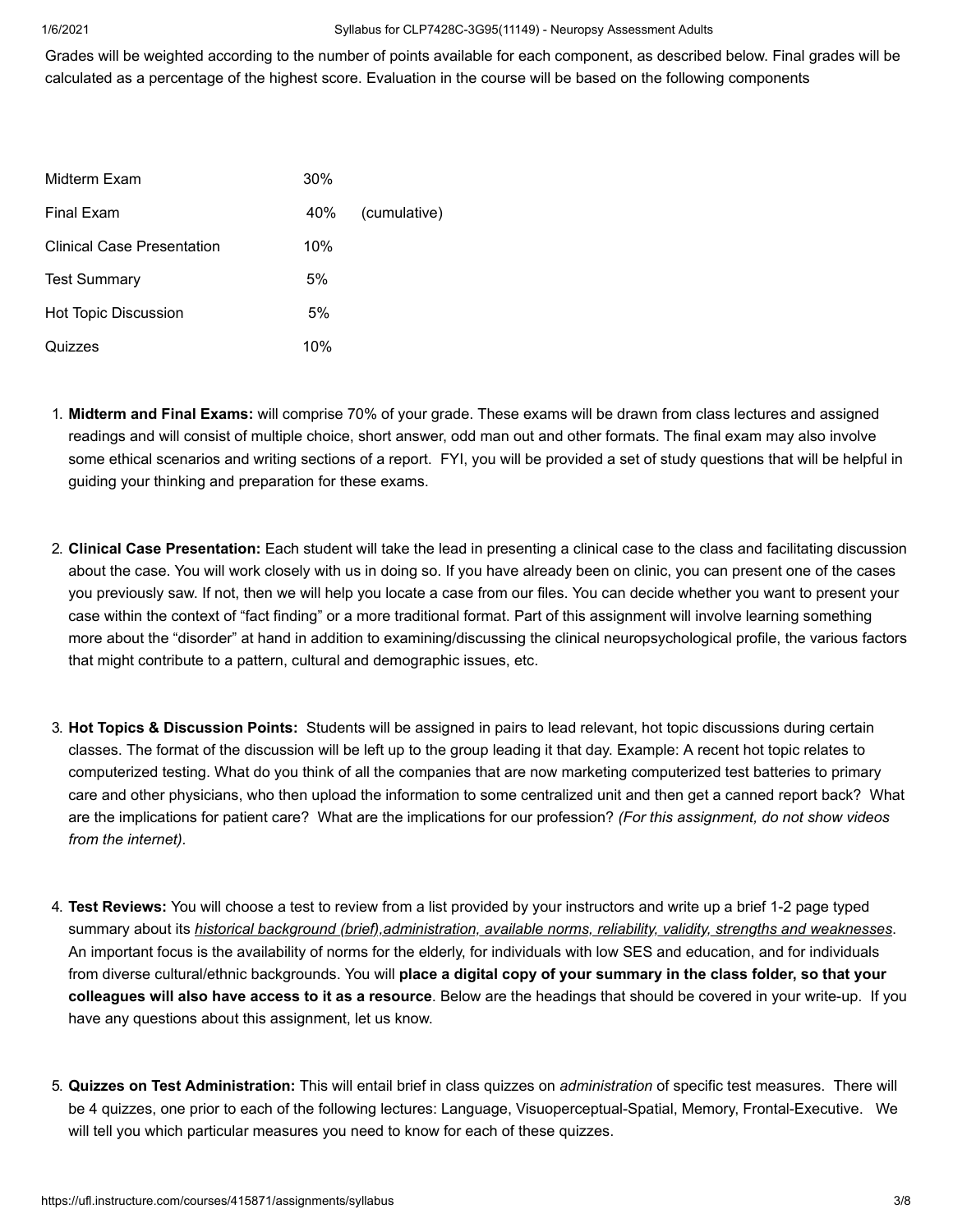Grades will be weighted according to the number of points available for each component, as described below. Final grades will be calculated as a percentage of the highest score. Evaluation in the course will be based on the following components

| | | |
|---|---|---|
| Midterm Exam | 30% | |
| Final Exam | 40% | (cumulative) |
| Clinical Case Presentation | 10% | |
| Test Summary | 5% | |
| Hot Topic Discussion | 5% | |
| Quizzes | 10% | |

1. **Midterm and Final Exams:** will comprise 70% of your grade. These exams will be drawn from class lectures and assigned readings and will consist of multiple choice, short answer, odd man out and other formats. The final exam may also involve some ethical scenarios and writing sections of a report. FYI, you will be provided a set of study questions that will be helpful in guiding your thinking and preparation for these exams.

2. **Clinical Case Presentation:** Each student will take the lead in presenting a clinical case to the class and facilitating discussion about the case. You will work closely with us in doing so. If you have already been on clinic, you can present one of the cases you previously saw. If not, then we will help you locate a case from our files. You can decide whether you want to present your case within the context of "fact finding" or a more traditional format. Part of this assignment will involve learning something more about the "disorder" at hand in addition to examining/discussing the clinical neuropsychological profile, the various factors that might contribute to a pattern, cultural and demographic issues, etc.

3. **Hot Topics & Discussion Points:** Students will be assigned in pairs to lead relevant, hot topic discussions during certain classes. The format of the discussion will be left up to the group leading it that day. Example: A recent hot topic relates to computerized testing. What do you think of all the companies that are now marketing computerized test batteries to primary care and other physicians, who then upload the information to some centralized unit and then get a canned report back? What are the implications for patient care? What are the implications for our profession? *(For this assignment, do not show videos from the internet).*

4. **Test Reviews:** You will choose a test to review from a list provided by your instructors and write up a brief 1-2 page typed summary about its *historical background (brief),administration, available norms, reliability, validity, strengths and weaknesses*. An important focus is the availability of norms for the elderly, for individuals with low SES and education, and for individuals from diverse cultural/ethnic backgrounds. You will **place a digital copy of your summary in the class folder, so that your colleagues will also have access to it as a resource**. Below are the headings that should be covered in your write-up. If you have any questions about this assignment, let us know.

5. **Quizzes on Test Administration:** This will entail brief in class quizzes on *administration* of specific test measures. There will be 4 quizzes, one prior to each of the following lectures: Language, Visuoperceptual-Spatial, Memory, Frontal-Executive. We will tell you which particular measures you need to know for each of these quizzes.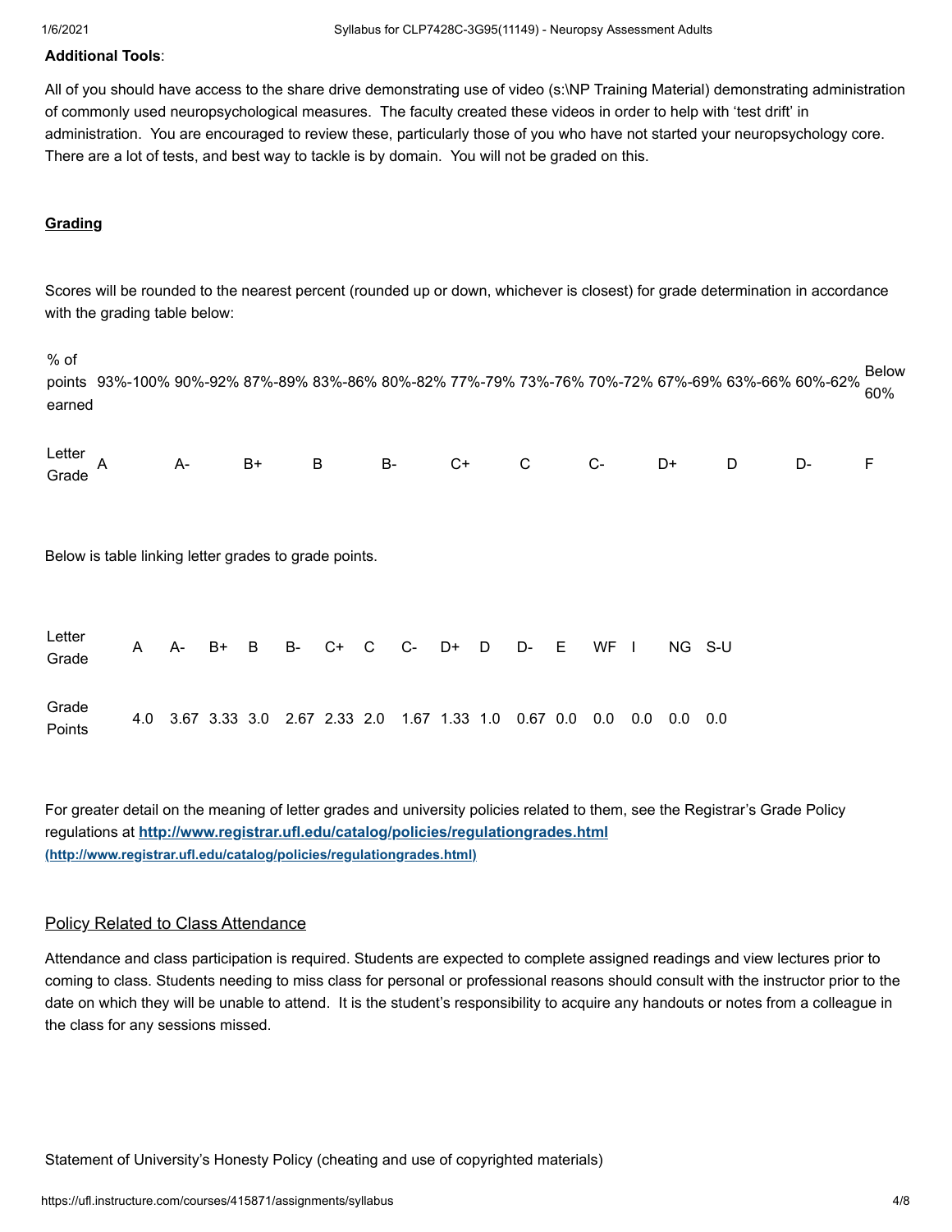**Additional Tools**:

All of you should have access to the share drive demonstrating use of video (s:\NP Training Material) demonstrating administration of commonly used neuropsychological measures. The faculty created these videos in order to help with 'test drift' in administration. You are encouraged to review these, particularly those of you who have not started your neuropsychology core. There are a lot of tests, and best way to tackle is by domain. You will not be graded on this.

## Grading

Scores will be rounded to the nearest percent (rounded up or down, whichever is closest) for grade determination in accordance with the grading table below:

| % of points earned | 93%-100% | 90%-92% | 87%-89% | 83%-86% | 80%-82% | 77%-79% | 73%-76% | 70%-72% | 67%-69% | 63%-66% | 60%-62% | Below 60% |
|---|---|---|---|---|---|---|---|---|---|---|---|---|
| Letter Grade | A | A- | B+ | B | B- | C+ | C | C- | D+ | D | D- | F |

Below is table linking letter grades to grade points.

| Letter Grade | A | A- | B+ | B | B- | C+ | C | C- | D+ | D | D- | E | WF | I | NG | S-U |
|---|---|---|---|---|---|---|---|---|---|---|---|---|---|---|---|---|
| Grade Points | 4.0 | 3.67 | 3.33 | 3.0 | 2.67 | 2.33 | 2.0 | 1.67 | 1.33 | 1.0 | 0.67 | 0.0 | 0.0 | 0.0 | 0.0 | 0.0 |

For greater detail on the meaning of letter grades and university policies related to them, see the Registrar's Grade Policy regulations at **http://www.registrar.ufl.edu/catalog/policies/regulationgrades.html (http://www.registrar.ufl.edu/catalog/policies/regulationgrades.html)**

## Policy Related to Class Attendance

Attendance and class participation is required. Students are expected to complete assigned readings and view lectures prior to coming to class. Students needing to miss class for personal or professional reasons should consult with the instructor prior to the date on which they will be unable to attend. It is the student's responsibility to acquire any handouts or notes from a colleague in the class for any sessions missed.

Statement of University's Honesty Policy (cheating and use of copyrighted materials)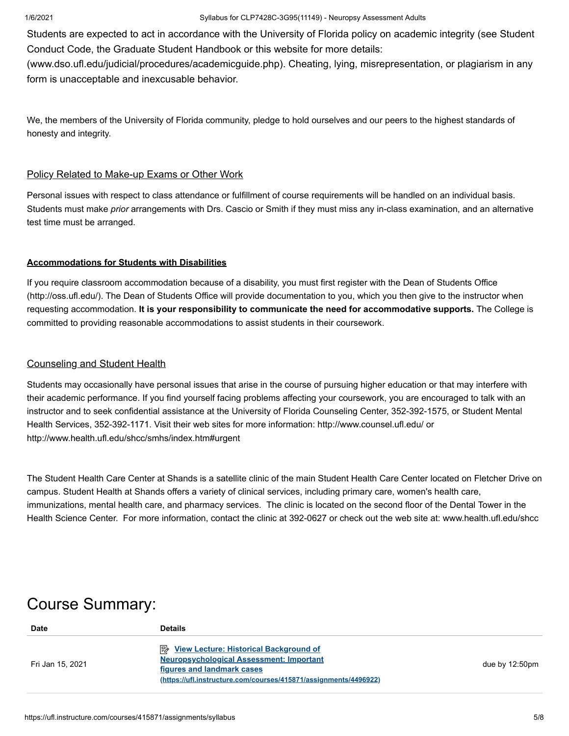Students are expected to act in accordance with the University of Florida policy on academic integrity (see Student Conduct Code, the Graduate Student Handbook or this website for more details: (www.dso.ufl.edu/judicial/procedures/academicguide.php). Cheating, lying, misrepresentation, or plagiarism in any form is unacceptable and inexcusable behavior.

We, the members of the University of Florida community, pledge to hold ourselves and our peers to the highest standards of honesty and integrity.

Policy Related to Make-up Exams or Other Work

Personal issues with respect to class attendance or fulfillment of course requirements will be handled on an individual basis. Students must make *prior* arrangements with Drs. Cascio or Smith if they must miss any in-class examination, and an alternative test time must be arranged.

**Accommodations for Students with Disabilities**

If you require classroom accommodation because of a disability, you must first register with the Dean of Students Office (http://oss.ufl.edu/). The Dean of Students Office will provide documentation to you, which you then give to the instructor when requesting accommodation. **It is your responsibility to communicate the need for accommodative supports.** The College is committed to providing reasonable accommodations to assist students in their coursework.

Counseling and Student Health

Students may occasionally have personal issues that arise in the course of pursuing higher education or that may interfere with their academic performance. If you find yourself facing problems affecting your coursework, you are encouraged to talk with an instructor and to seek confidential assistance at the University of Florida Counseling Center, 352-392-1575, or Student Mental Health Services, 352-392-1171. Visit their web sites for more information: http://www.counsel.ufl.edu/ or http://www.health.ufl.edu/shcc/smhs/index.htm#urgent

The Student Health Care Center at Shands is a satellite clinic of the main Student Health Care Center located on Fletcher Drive on campus. Student Health at Shands offers a variety of clinical services, including primary care, women's health care, immunizations, mental health care, and pharmacy services. The clinic is located on the second floor of the Dental Tower in the Health Science Center. For more information, contact the clinic at 392-0627 or check out the web site at: www.health.ufl.edu/shcc

# Course Summary:

| Date | Details | |
|---|---|---|
| Fri Jan 15, 2021 | **View Lecture: Historical Background of Neuropsychological Assessment: Important figures and landmark cases (https://ufl.instructure.com/courses/415871/assignments/4496922)** | due by 12:50pm |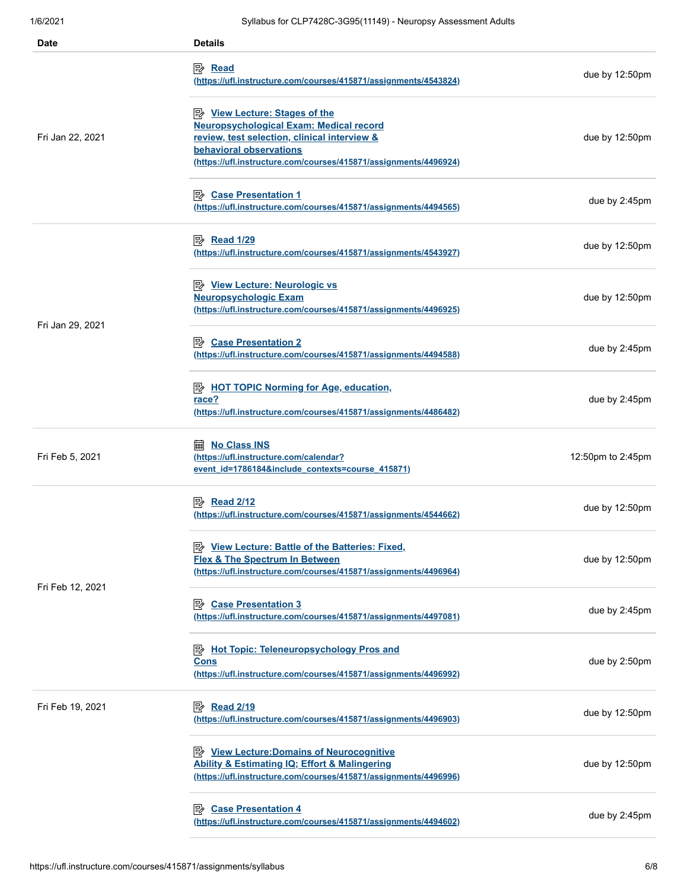| Date | Details | |
| --- | --- | --- |
| Fri Jan 22, 2021 | Read (https://ufl.instructure.com/courses/415871/assignments/4543824) | due by 12:50pm |
| | View Lecture: Stages of the Neuropsychological Exam: Medical record review, test selection, clinical interview & behavioral observations (https://ufl.instructure.com/courses/415871/assignments/4496924) | due by 12:50pm |
| | Case Presentation 1 (https://ufl.instructure.com/courses/415871/assignments/4494565) | due by 2:45pm |
| Fri Jan 29, 2021 | Read 1/29 (https://ufl.instructure.com/courses/415871/assignments/4543927) | due by 12:50pm |
| | View Lecture: Neurologic vs Neuropsychologic Exam (https://ufl.instructure.com/courses/415871/assignments/4496925) | due by 12:50pm |
| | Case Presentation 2 (https://ufl.instructure.com/courses/415871/assignments/4494588) | due by 2:45pm |
| | HOT TOPIC Norming for Age, education, race? (https://ufl.instructure.com/courses/415871/assignments/4486482) | due by 2:45pm |
| Fri Feb 5, 2021 | No Class INS (https://ufl.instructure.com/calendar?event_id=1786184&include_contexts=course_415871) | 12:50pm to 2:45pm |
| Fri Feb 12, 2021 | Read 2/12 (https://ufl.instructure.com/courses/415871/assignments/4544662) | due by 12:50pm |
| | View Lecture: Battle of the Batteries: Fixed, Flex & The Spectrum In Between (https://ufl.instructure.com/courses/415871/assignments/4496964) | due by 12:50pm |
| | Case Presentation 3 (https://ufl.instructure.com/courses/415871/assignments/4497081) | due by 2:45pm |
| | Hot Topic: Teleneuropsychology Pros and Cons (https://ufl.instructure.com/courses/415871/assignments/4496992) | due by 2:50pm |
| Fri Feb 19, 2021 | Read 2/19 (https://ufl.instructure.com/courses/415871/assignments/4496903) | due by 12:50pm |
| | View Lecture:Domains of Neurocognitive Ability & Estimating IQ; Effort & Malingering (https://ufl.instructure.com/courses/415871/assignments/4496996) | due by 12:50pm |
| | Case Presentation 4 (https://ufl.instructure.com/courses/415871/assignments/4494602) | due by 2:45pm |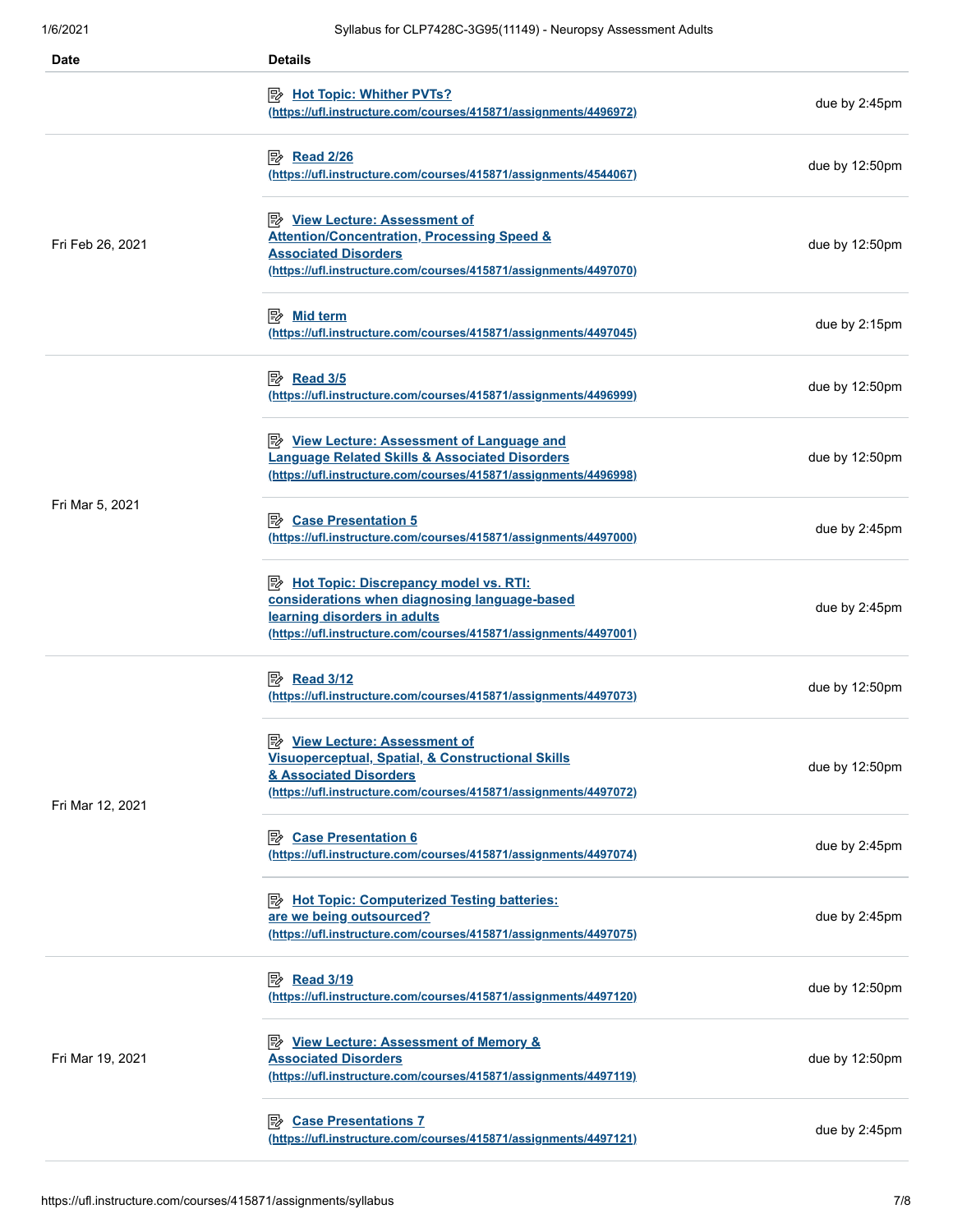| Date | Details | |
| --- | --- | --- |
| | Hot Topic: Whither PVTs? (https://ufl.instructure.com/courses/415871/assignments/4496972) | due by 2:45pm |
| Fri Feb 26, 2021 | Read 2/26 (https://ufl.instructure.com/courses/415871/assignments/4544067) | due by 12:50pm |
| | View Lecture: Assessment of Attention/Concentration, Processing Speed & Associated Disorders (https://ufl.instructure.com/courses/415871/assignments/4497070) | due by 12:50pm |
| | Mid term (https://ufl.instructure.com/courses/415871/assignments/4497045) | due by 2:15pm |
| Fri Mar 5, 2021 | Read 3/5 (https://ufl.instructure.com/courses/415871/assignments/4496999) | due by 12:50pm |
| | View Lecture: Assessment of Language and Language Related Skills & Associated Disorders (https://ufl.instructure.com/courses/415871/assignments/4496998) | due by 12:50pm |
| | Case Presentation 5 (https://ufl.instructure.com/courses/415871/assignments/4497000) | due by 2:45pm |
| | Hot Topic: Discrepancy model vs. RTI: considerations when diagnosing language-based learning disorders in adults (https://ufl.instructure.com/courses/415871/assignments/4497001) | due by 2:45pm |
| Fri Mar 12, 2021 | Read 3/12 (https://ufl.instructure.com/courses/415871/assignments/4497073) | due by 12:50pm |
| | View Lecture: Assessment of Visuoperceptual, Spatial, & Constructional Skills & Associated Disorders (https://ufl.instructure.com/courses/415871/assignments/4497072) | due by 12:50pm |
| | Case Presentation 6 (https://ufl.instructure.com/courses/415871/assignments/4497074) | due by 2:45pm |
| | Hot Topic: Computerized Testing batteries: are we being outsourced? (https://ufl.instructure.com/courses/415871/assignments/4497075) | due by 2:45pm |
| Fri Mar 19, 2021 | Read 3/19 (https://ufl.instructure.com/courses/415871/assignments/4497120) | due by 12:50pm |
| | View Lecture: Assessment of Memory & Associated Disorders (https://ufl.instructure.com/courses/415871/assignments/4497119) | due by 12:50pm |
| | Case Presentations 7 (https://ufl.instructure.com/courses/415871/assignments/4497121) | due by 2:45pm |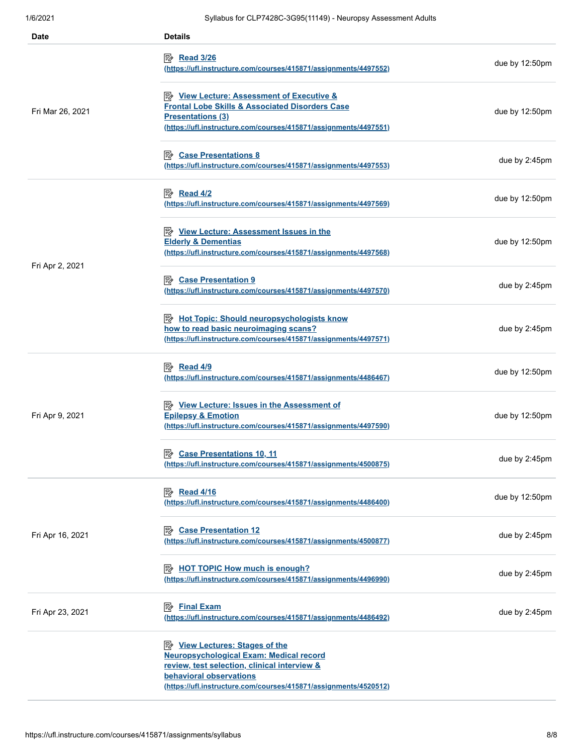| Date | Details | |
|---|---|---|
| Fri Mar 26, 2021 | Read 3/26 (https://ufl.instructure.com/courses/415871/assignments/4497552) | due by 12:50pm |
| | View Lecture: Assessment of Executive & Frontal Lobe Skills & Associated Disorders Case Presentations (3) (https://ufl.instructure.com/courses/415871/assignments/4497551) | due by 12:50pm |
| | Case Presentations 8 (https://ufl.instructure.com/courses/415871/assignments/4497553) | due by 2:45pm |
| Fri Apr 2, 2021 | Read 4/2 (https://ufl.instructure.com/courses/415871/assignments/4497569) | due by 12:50pm |
| | View Lecture: Assessment Issues in the Elderly & Dementias (https://ufl.instructure.com/courses/415871/assignments/4497568) | due by 12:50pm |
| | Case Presentation 9 (https://ufl.instructure.com/courses/415871/assignments/4497570) | due by 2:45pm |
| | Hot Topic: Should neuropsychologists know how to read basic neuroimaging scans? (https://ufl.instructure.com/courses/415871/assignments/4497571) | due by 2:45pm |
| Fri Apr 9, 2021 | Read 4/9 (https://ufl.instructure.com/courses/415871/assignments/4486467) | due by 12:50pm |
| | View Lecture: Issues in the Assessment of Epilepsy & Emotion (https://ufl.instructure.com/courses/415871/assignments/4497590) | due by 12:50pm |
| | Case Presentations 10, 11 (https://ufl.instructure.com/courses/415871/assignments/4500875) | due by 2:45pm |
| Fri Apr 16, 2021 | Read 4/16 (https://ufl.instructure.com/courses/415871/assignments/4486400) | due by 12:50pm |
| | Case Presentation 12 (https://ufl.instructure.com/courses/415871/assignments/4500877) | due by 2:45pm |
| | HOT TOPIC How much is enough? (https://ufl.instructure.com/courses/415871/assignments/4496990) | due by 2:45pm |
| Fri Apr 23, 2021 | Final Exam (https://ufl.instructure.com/courses/415871/assignments/4486492) | due by 2:45pm |
| | View Lectures: Stages of the Neuropsychological Exam: Medical record review, test selection, clinical interview & behavioral observations (https://ufl.instructure.com/courses/415871/assignments/4520512) | |